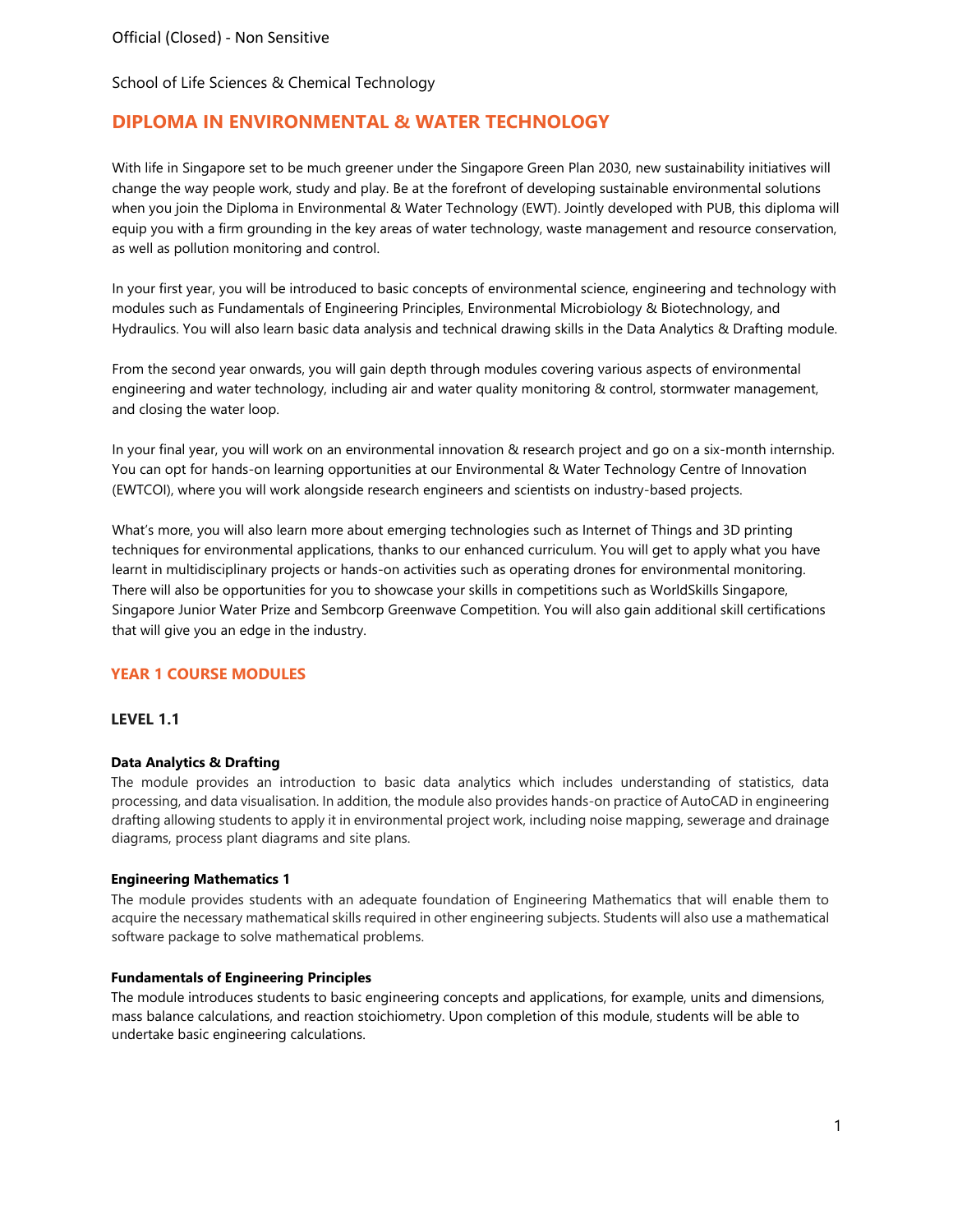Official (Closed) - Non Sensitive

School of Life Sciences & Chemical Technology

# DIPLOMA IN ENVIRONMENTAL & WATER TECHNOLOGY

With life in Singapore set to be much greener under the Singapore Green Plan 2030, new sustainability initiatives will change the way people work, study and play. Be at the forefront of developing sustainable environmental solutions when you join the Diploma in Environmental & Water Technology (EWT). Jointly developed with PUB, this diploma will equip you with a firm grounding in the key areas of water technology, waste management and resource conservation, as well as pollution monitoring and control.

In your first year, you will be introduced to basic concepts of environmental science, engineering and technology with modules such as Fundamentals of Engineering Principles, Environmental Microbiology & Biotechnology, and Hydraulics. You will also learn basic data analysis and technical drawing skills in the Data Analytics & Drafting module.

From the second year onwards, you will gain depth through modules covering various aspects of environmental engineering and water technology, including air and water quality monitoring & control, stormwater management, and closing the water loop.

In your final year, you will work on an environmental innovation & research project and go on a six-month internship. You can opt for hands-on learning opportunities at our Environmental & Water Technology Centre of Innovation (EWTCOI), where you will work alongside research engineers and scientists on industry-based projects.

What's more, you will also learn more about emerging technologies such as Internet of Things and 3D printing techniques for environmental applications, thanks to our enhanced curriculum. You will get to apply what you have learnt in multidisciplinary projects or hands-on activities such as operating drones for environmental monitoring. There will also be opportunities for you to showcase your skills in competitions such as WorldSkills Singapore, Singapore Junior Water Prize and Sembcorp Greenwave Competition. You will also gain additional skill certifications that will give you an edge in the industry.

## YEAR 1 COURSE MODULES

### LEVEL 1.1

**Data Analytics & Drafting**

The module provides an introduction to basic data analytics which includes understanding of statistics, data processing, and data visualisation. In addition, the module also provides hands-on practice of AutoCAD in engineering drafting allowing students to apply it in environmental project work, including noise mapping, sewerage and drainage diagrams, process plant diagrams and site plans.

**Engineering Mathematics 1**

The module provides students with an adequate foundation of Engineering Mathematics that will enable them to acquire the necessary mathematical skills required in other engineering subjects. Students will also use a mathematical software package to solve mathematical problems.

**Fundamentals of Engineering Principles**

The module introduces students to basic engineering concepts and applications, for example, units and dimensions, mass balance calculations, and reaction stoichiometry. Upon completion of this module, students will be able to undertake basic engineering calculations.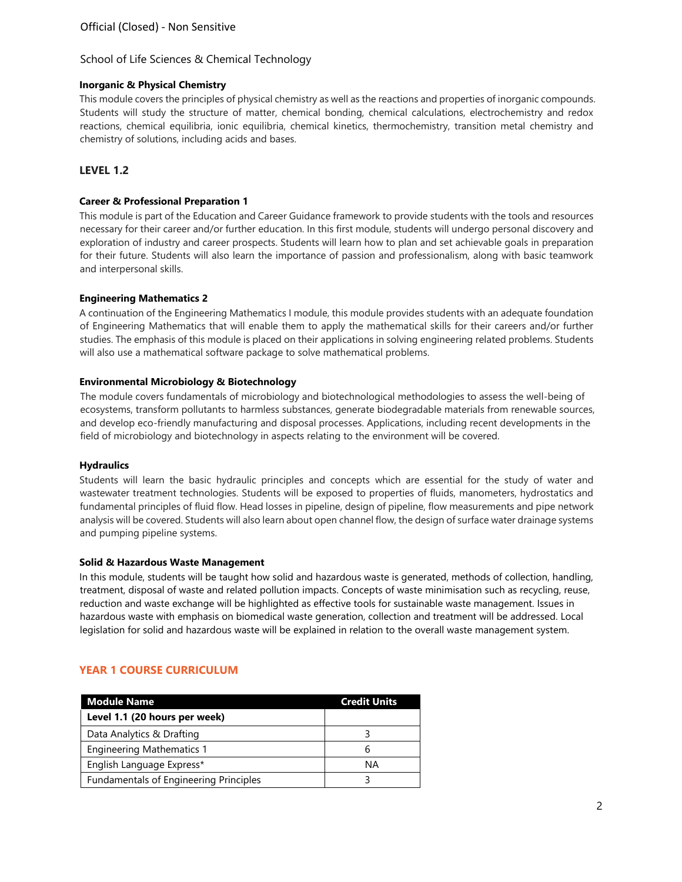School of Life Sciences & Chemical Technology

**Inorganic & Physical Chemistry**

This module covers the principles of physical chemistry as well as the reactions and properties of inorganic compounds. Students will study the structure of matter, chemical bonding, chemical calculations, electrochemistry and redox reactions, chemical equilibria, ionic equilibria, chemical kinetics, thermochemistry, transition metal chemistry and chemistry of solutions, including acids and bases.

## LEVEL 1.2

**Career & Professional Preparation 1**

This module is part of the Education and Career Guidance framework to provide students with the tools and resources necessary for their career and/or further education. In this first module, students will undergo personal discovery and exploration of industry and career prospects. Students will learn how to plan and set achievable goals in preparation for their future. Students will also learn the importance of passion and professionalism, along with basic teamwork and interpersonal skills.

**Engineering Mathematics 2**

A continuation of the Engineering Mathematics I module, this module provides students with an adequate foundation of Engineering Mathematics that will enable them to apply the mathematical skills for their careers and/or further studies. The emphasis of this module is placed on their applications in solving engineering related problems. Students will also use a mathematical software package to solve mathematical problems.

**Environmental Microbiology & Biotechnology**

The module covers fundamentals of microbiology and biotechnological methodologies to assess the well-being of ecosystems, transform pollutants to harmless substances, generate biodegradable materials from renewable sources, and develop eco-friendly manufacturing and disposal processes. Applications, including recent developments in the field of microbiology and biotechnology in aspects relating to the environment will be covered.

**Hydraulics**

Students will learn the basic hydraulic principles and concepts which are essential for the study of water and wastewater treatment technologies. Students will be exposed to properties of fluids, manometers, hydrostatics and fundamental principles of fluid flow. Head losses in pipeline, design of pipeline, flow measurements and pipe network analysis will be covered. Students will also learn about open channel flow, the design of surface water drainage systems and pumping pipeline systems.

**Solid & Hazardous Waste Management**

In this module, students will be taught how solid and hazardous waste is generated, methods of collection, handling, treatment, disposal of waste and related pollution impacts. Concepts of waste minimisation such as recycling, reuse, reduction and waste exchange will be highlighted as effective tools for sustainable waste management. Issues in hazardous waste with emphasis on biomedical waste generation, collection and treatment will be addressed. Local legislation for solid and hazardous waste will be explained in relation to the overall waste management system.

## YEAR 1 COURSE CURRICULUM

| Module Name | Credit Units |
|---|---|
| **Level 1.1 (20 hours per week)** | |
| Data Analytics & Drafting | 3 |
| Engineering Mathematics 1 | 6 |
| English Language Express* | NA |
| Fundamentals of Engineering Principles | 3 |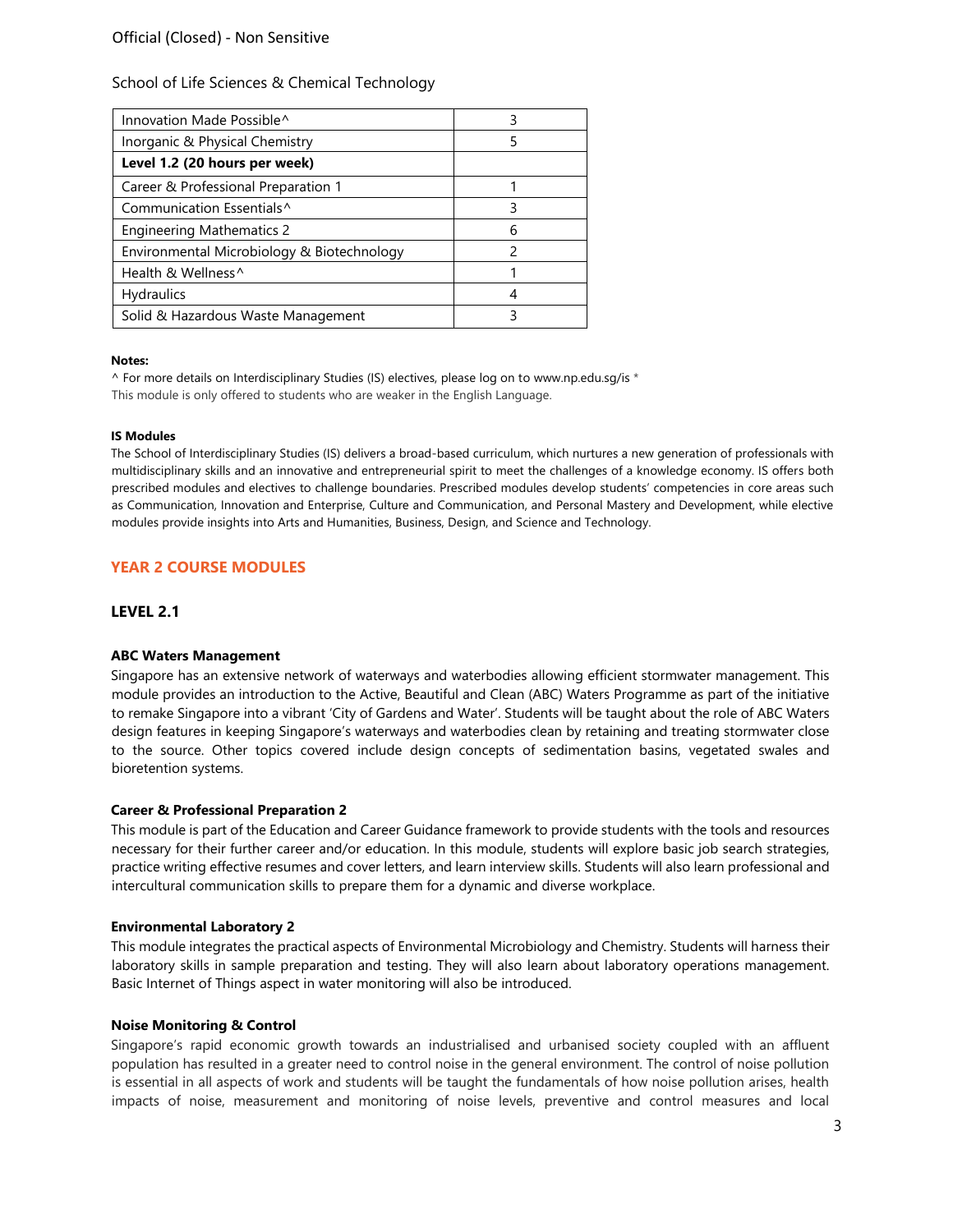School of Life Sciences & Chemical Technology

| | |
|---|---|
| Innovation Made Possible^ | 3 |
| Inorganic & Physical Chemistry | 5 |
| **Level 1.2 (20 hours per week)** | |
| Career & Professional Preparation 1 | 1 |
| Communication Essentials^ | 3 |
| Engineering Mathematics 2 | 6 |
| Environmental Microbiology & Biotechnology | 2 |
| Health & Wellness^ | 1 |
| Hydraulics | 4 |
| Solid & Hazardous Waste Management | 3 |

**Notes:**

^ For more details on Interdisciplinary Studies (IS) electives, please log on to www.np.edu.sg/is *
This module is only offered to students who are weaker in the English Language.

**IS Modules**

The School of Interdisciplinary Studies (IS) delivers a broad-based curriculum, which nurtures a new generation of professionals with multidisciplinary skills and an innovative and entrepreneurial spirit to meet the challenges of a knowledge economy. IS offers both prescribed modules and electives to challenge boundaries. Prescribed modules develop students' competencies in core areas such as Communication, Innovation and Enterprise, Culture and Communication, and Personal Mastery and Development, while elective modules provide insights into Arts and Humanities, Business, Design, and Science and Technology.

## YEAR 2 COURSE MODULES

### LEVEL 2.1

**ABC Waters Management**

Singapore has an extensive network of waterways and waterbodies allowing efficient stormwater management. This module provides an introduction to the Active, Beautiful and Clean (ABC) Waters Programme as part of the initiative to remake Singapore into a vibrant 'City of Gardens and Water'. Students will be taught about the role of ABC Waters design features in keeping Singapore's waterways and waterbodies clean by retaining and treating stormwater close to the source. Other topics covered include design concepts of sedimentation basins, vegetated swales and bioretention systems.

**Career & Professional Preparation 2**

This module is part of the Education and Career Guidance framework to provide students with the tools and resources necessary for their further career and/or education. In this module, students will explore basic job search strategies, practice writing effective resumes and cover letters, and learn interview skills. Students will also learn professional and intercultural communication skills to prepare them for a dynamic and diverse workplace.

**Environmental Laboratory 2**

This module integrates the practical aspects of Environmental Microbiology and Chemistry. Students will harness their laboratory skills in sample preparation and testing. They will also learn about laboratory operations management. Basic Internet of Things aspect in water monitoring will also be introduced.

**Noise Monitoring & Control**

Singapore's rapid economic growth towards an industrialised and urbanised society coupled with an affluent population has resulted in a greater need to control noise in the general environment. The control of noise pollution is essential in all aspects of work and students will be taught the fundamentals of how noise pollution arises, health impacts of noise, measurement and monitoring of noise levels, preventive and control measures and local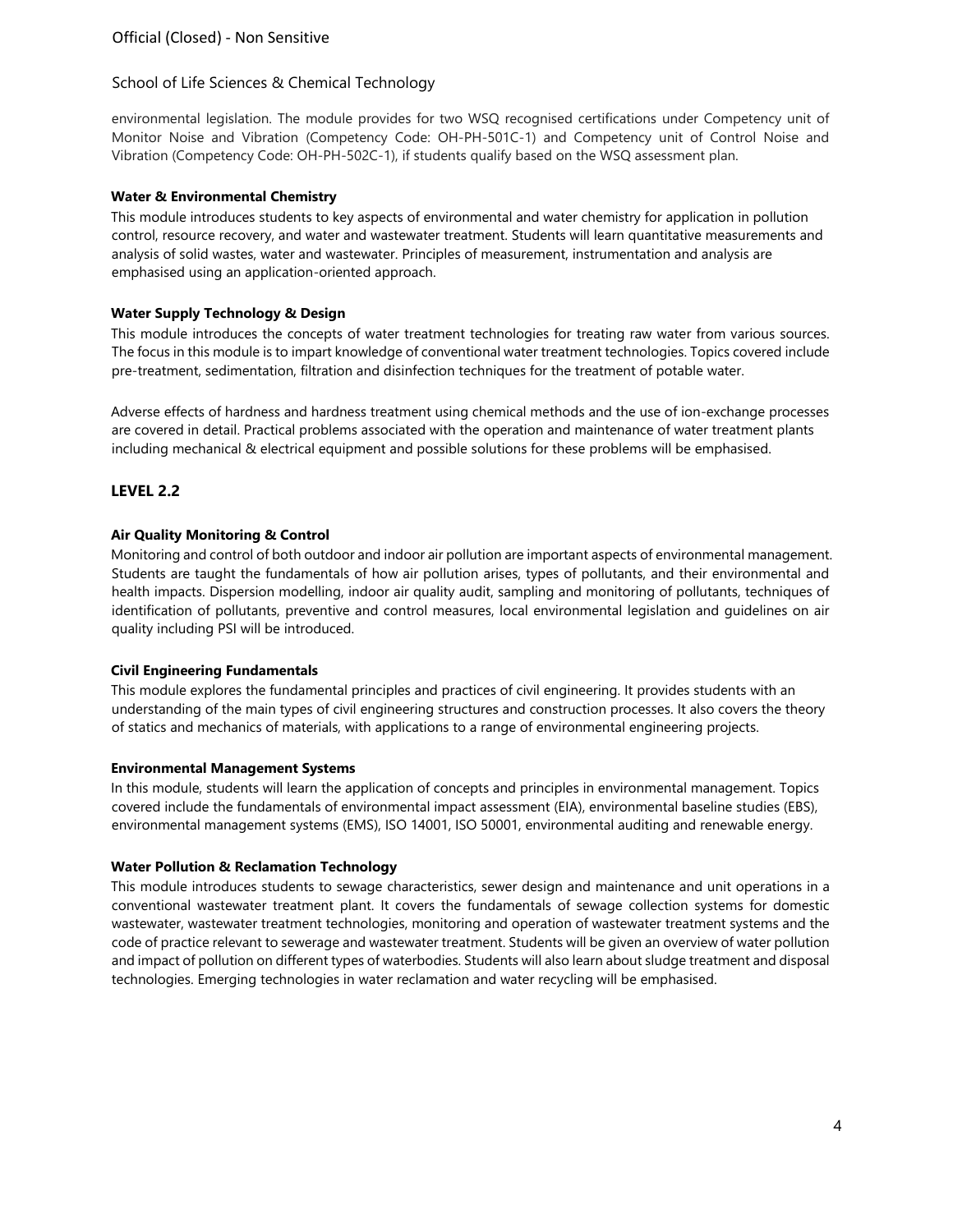environmental legislation. The module provides for two WSQ recognised certifications under Competency unit of Monitor Noise and Vibration (Competency Code: OH-PH-501C-1) and Competency unit of Control Noise and Vibration (Competency Code: OH-PH-502C-1), if students qualify based on the WSQ assessment plan.

**Water & Environmental Chemistry**

This module introduces students to key aspects of environmental and water chemistry for application in pollution control, resource recovery, and water and wastewater treatment. Students will learn quantitative measurements and analysis of solid wastes, water and wastewater. Principles of measurement, instrumentation and analysis are emphasised using an application-oriented approach.

**Water Supply Technology & Design**

This module introduces the concepts of water treatment technologies for treating raw water from various sources. The focus in this module is to impart knowledge of conventional water treatment technologies. Topics covered include pre-treatment, sedimentation, filtration and disinfection techniques for the treatment of potable water.

Adverse effects of hardness and hardness treatment using chemical methods and the use of ion-exchange processes are covered in detail. Practical problems associated with the operation and maintenance of water treatment plants including mechanical & electrical equipment and possible solutions for these problems will be emphasised.

## LEVEL 2.2

**Air Quality Monitoring & Control**

Monitoring and control of both outdoor and indoor air pollution are important aspects of environmental management. Students are taught the fundamentals of how air pollution arises, types of pollutants, and their environmental and health impacts. Dispersion modelling, indoor air quality audit, sampling and monitoring of pollutants, techniques of identification of pollutants, preventive and control measures, local environmental legislation and guidelines on air quality including PSI will be introduced.

**Civil Engineering Fundamentals**

This module explores the fundamental principles and practices of civil engineering. It provides students with an understanding of the main types of civil engineering structures and construction processes. It also covers the theory of statics and mechanics of materials, with applications to a range of environmental engineering projects.

**Environmental Management Systems**

In this module, students will learn the application of concepts and principles in environmental management. Topics covered include the fundamentals of environmental impact assessment (EIA), environmental baseline studies (EBS), environmental management systems (EMS), ISO 14001, ISO 50001, environmental auditing and renewable energy.

**Water Pollution & Reclamation Technology**

This module introduces students to sewage characteristics, sewer design and maintenance and unit operations in a conventional wastewater treatment plant. It covers the fundamentals of sewage collection systems for domestic wastewater, wastewater treatment technologies, monitoring and operation of wastewater treatment systems and the code of practice relevant to sewerage and wastewater treatment. Students will be given an overview of water pollution and impact of pollution on different types of waterbodies. Students will also learn about sludge treatment and disposal technologies. Emerging technologies in water reclamation and water recycling will be emphasised.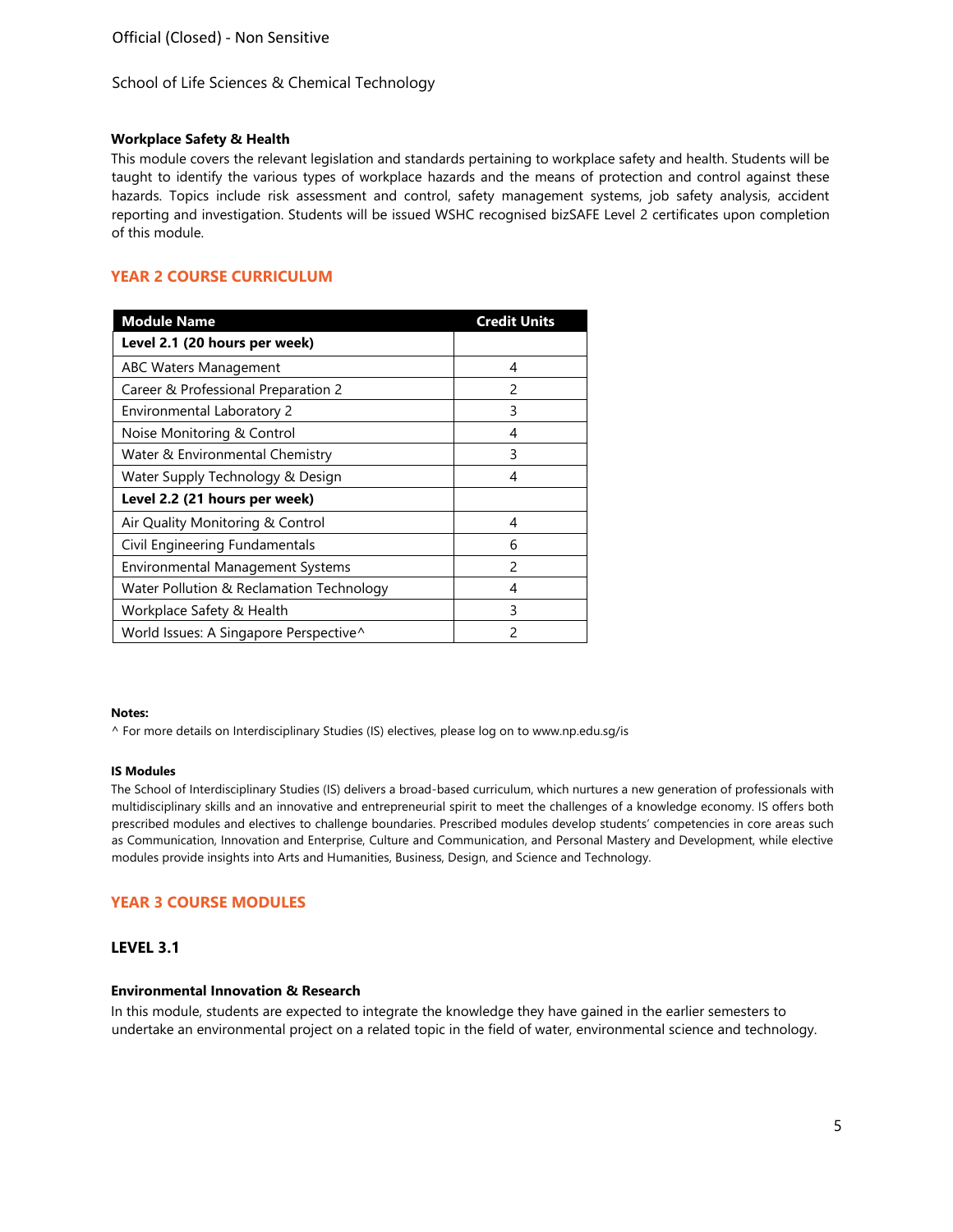School of Life Sciences & Chemical Technology

**Workplace Safety & Health**

This module covers the relevant legislation and standards pertaining to workplace safety and health. Students will be taught to identify the various types of workplace hazards and the means of protection and control against these hazards. Topics include risk assessment and control, safety management systems, job safety analysis, accident reporting and investigation. Students will be issued WSHC recognised bizSAFE Level 2 certificates upon completion of this module.

## YEAR 2 COURSE CURRICULUM

| Module Name | Credit Units |
|---|---|
| **Level 2.1 (20 hours per week)** | |
| ABC Waters Management | 4 |
| Career & Professional Preparation 2 | 2 |
| Environmental Laboratory 2 | 3 |
| Noise Monitoring & Control | 4 |
| Water & Environmental Chemistry | 3 |
| Water Supply Technology & Design | 4 |
| **Level 2.2 (21 hours per week)** | |
| Air Quality Monitoring & Control | 4 |
| Civil Engineering Fundamentals | 6 |
| Environmental Management Systems | 2 |
| Water Pollution & Reclamation Technology | 4 |
| Workplace Safety & Health | 3 |
| World Issues: A Singapore Perspective^ | 2 |

**Notes:**

^ For more details on Interdisciplinary Studies (IS) electives, please log on to www.np.edu.sg/is

**IS Modules**

The School of Interdisciplinary Studies (IS) delivers a broad-based curriculum, which nurtures a new generation of professionals with multidisciplinary skills and an innovative and entrepreneurial spirit to meet the challenges of a knowledge economy. IS offers both prescribed modules and electives to challenge boundaries. Prescribed modules develop students' competencies in core areas such as Communication, Innovation and Enterprise, Culture and Communication, and Personal Mastery and Development, while elective modules provide insights into Arts and Humanities, Business, Design, and Science and Technology.

## YEAR 3 COURSE MODULES

### LEVEL 3.1

**Environmental Innovation & Research**

In this module, students are expected to integrate the knowledge they have gained in the earlier semesters to undertake an environmental project on a related topic in the field of water, environmental science and technology.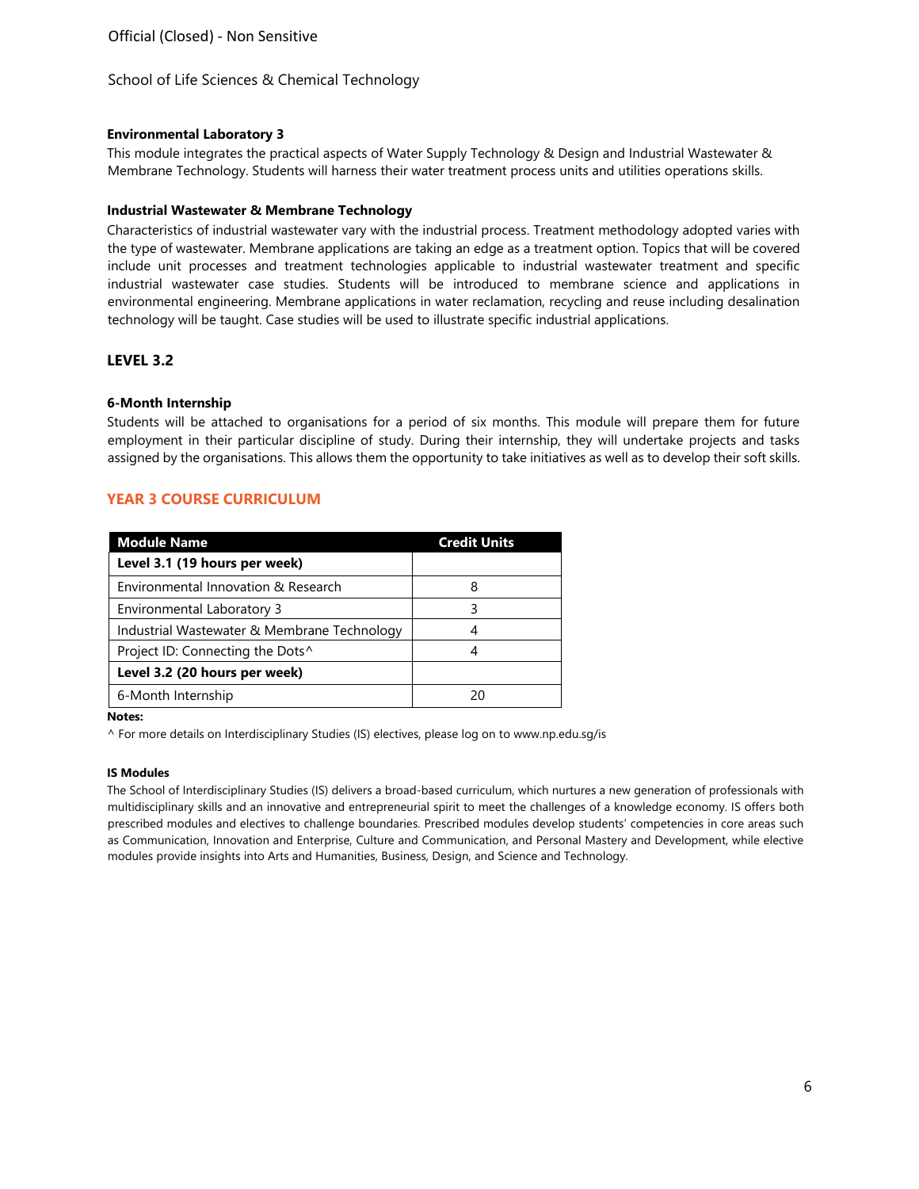**Environmental Laboratory 3**

This module integrates the practical aspects of Water Supply Technology & Design and Industrial Wastewater & Membrane Technology. Students will harness their water treatment process units and utilities operations skills.

**Industrial Wastewater & Membrane Technology**

Characteristics of industrial wastewater vary with the industrial process. Treatment methodology adopted varies with the type of wastewater. Membrane applications are taking an edge as a treatment option. Topics that will be covered include unit processes and treatment technologies applicable to industrial wastewater treatment and specific industrial wastewater case studies. Students will be introduced to membrane science and applications in environmental engineering. Membrane applications in water reclamation, recycling and reuse including desalination technology will be taught. Case studies will be used to illustrate specific industrial applications.

## LEVEL 3.2

**6-Month Internship**

Students will be attached to organisations for a period of six months. This module will prepare them for future employment in their particular discipline of study. During their internship, they will undertake projects and tasks assigned by the organisations. This allows them the opportunity to take initiatives as well as to develop their soft skills.

## YEAR 3 COURSE CURRICULUM

| Module Name | Credit Units |
|---|---|
| **Level 3.1 (19 hours per week)** | |
| Environmental Innovation & Research | 8 |
| Environmental Laboratory 3 | 3 |
| Industrial Wastewater & Membrane Technology | 4 |
| Project ID: Connecting the Dots^ | 4 |
| **Level 3.2 (20 hours per week)** | |
| 6-Month Internship | 20 |

**Notes:**

^ For more details on Interdisciplinary Studies (IS) electives, please log on to www.np.edu.sg/is

**IS Modules**

The School of Interdisciplinary Studies (IS) delivers a broad-based curriculum, which nurtures a new generation of professionals with multidisciplinary skills and an innovative and entrepreneurial spirit to meet the challenges of a knowledge economy. IS offers both prescribed modules and electives to challenge boundaries. Prescribed modules develop students' competencies in core areas such as Communication, Innovation and Enterprise, Culture and Communication, and Personal Mastery and Development, while elective modules provide insights into Arts and Humanities, Business, Design, and Science and Technology.